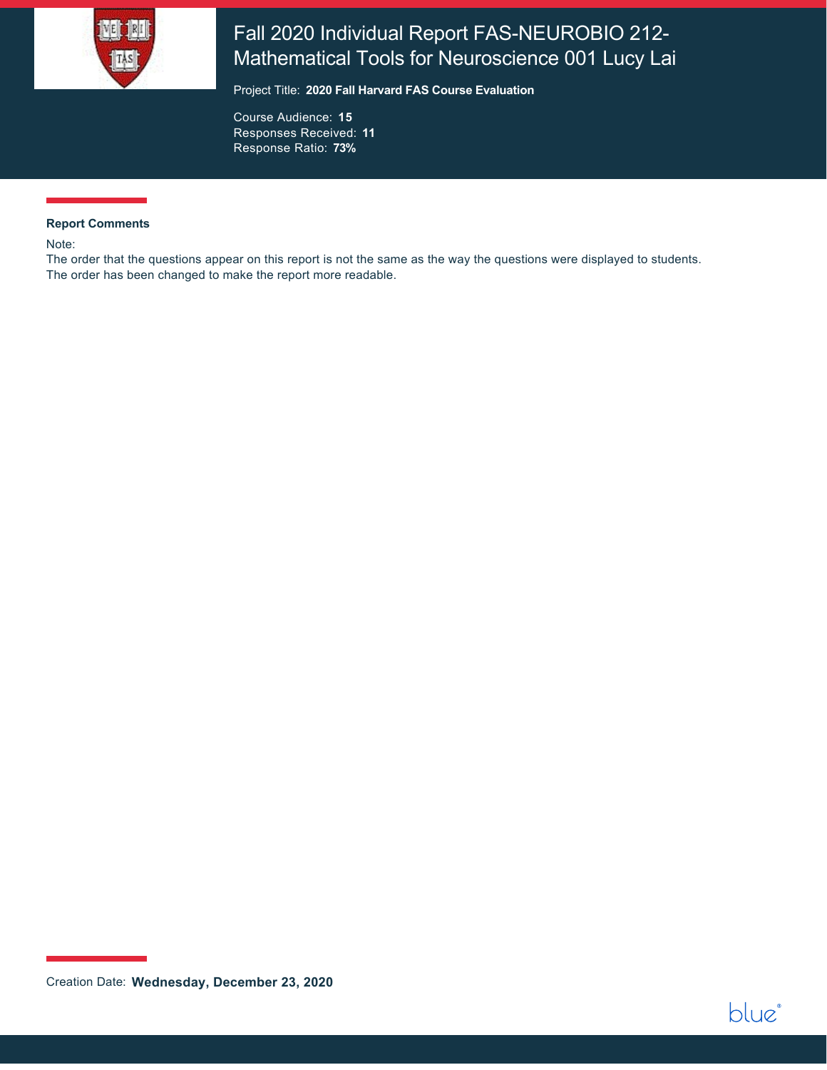# Fall 2020 Individual Report FAS-NEUROBIO 212-Mathematical Tools for Neuroscience 001 Lucy Lai

Project Title: **2020 Fall Harvard FAS Course Evaluation**

Course Audience: **15**
Responses Received: **11**
Response Ratio: **73%**

**Report Comments**

Note:
The order that the questions appear on this report is not the same as the way the questions were displayed to students. The order has been changed to make the report more readable.

Creation Date: **Wednesday, December 23, 2020**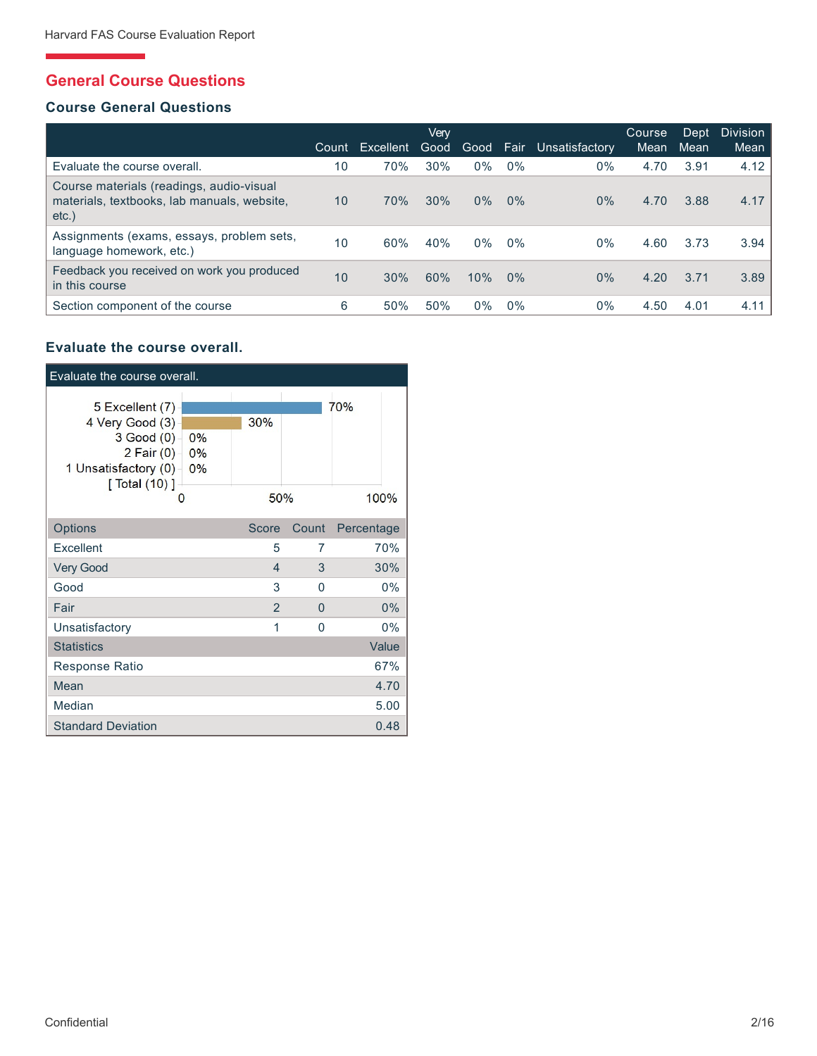## General Course Questions

### Course General Questions

| | Count | Excellent | Very Good | Good | Fair | Unsatisfactory | Course Mean | Dept Mean | Division Mean |
|---|---|---|---|---|---|---|---|---|---|
| Evaluate the course overall. | 10 | 70% | 30% | 0% | 0% | 0% | 4.70 | 3.91 | 4.12 |
| Course materials (readings, audio-visual materials, textbooks, lab manuals, website, etc.) | 10 | 70% | 30% | 0% | 0% | 0% | 4.70 | 3.88 | 4.17 |
| Assignments (exams, essays, problem sets, language homework, etc.) | 10 | 60% | 40% | 0% | 0% | 0% | 4.60 | 3.73 | 3.94 |
| Feedback you received on work you produced in this course | 10 | 30% | 60% | 10% | 0% | 0% | 4.20 | 3.71 | 3.89 |
| Section component of the course | 6 | 50% | 50% | 0% | 0% | 0% | 4.50 | 4.01 | 4.11 |

### Evaluate the course overall.

Evaluate the course overall.

| Options | Score | Count | Percentage |
|---|---|---|---|
| Excellent | 5 | 7 | 70% |
| Very Good | 4 | 3 | 30% |
| Good | 3 | 0 | 0% |
| Fair | 2 | 0 | 0% |
| Unsatisfactory | 1 | 0 | 0% |

| Statistics | Value |
|---|---|
| Response Ratio | 67% |
| Mean | 4.70 |
| Median | 5.00 |
| Standard Deviation | 0.48 |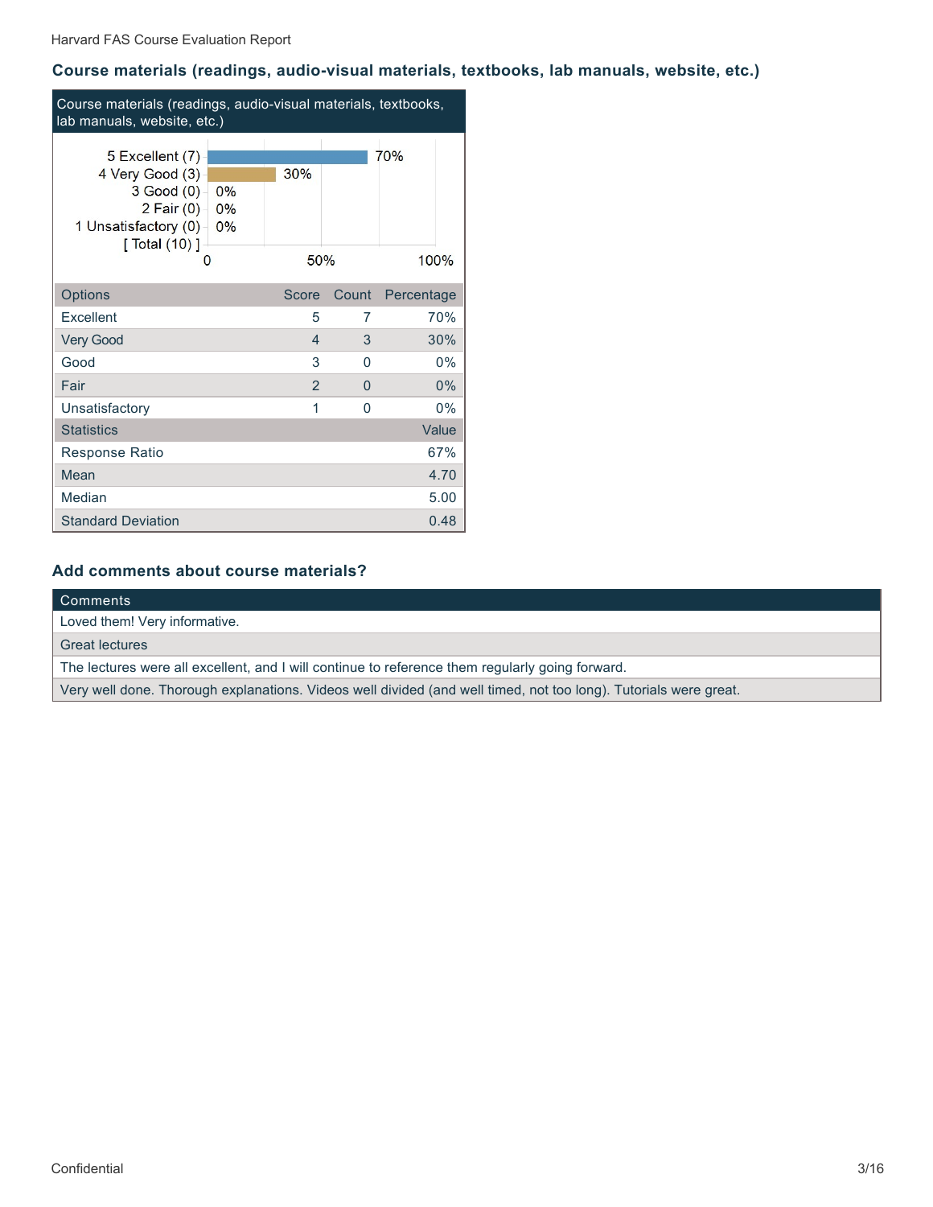## Course materials (readings, audio-visual materials, textbooks, lab manuals, website, etc.)

Course materials (readings, audio-visual materials, textbooks, lab manuals, website, etc.)

5 Excellent (7) — 70%
4 Very Good (3) — 30%
3 Good (0) — 0%
2 Fair (0) — 0%
1 Unsatisfactory (0) — 0%
[ Total (10) ]

| Options | Score | Count | Percentage |
|---|---|---|---|
| Excellent | 5 | 7 | 70% |
| Very Good | 4 | 3 | 30% |
| Good | 3 | 0 | 0% |
| Fair | 2 | 0 | 0% |
| Unsatisfactory | 1 | 0 | 0% |

| Statistics | Value |
|---|---|
| Response Ratio | 67% |
| Mean | 4.70 |
| Median | 5.00 |
| Standard Deviation | 0.48 |

## Add comments about course materials?

| Comments |
|---|
| Loved them! Very informative. |
| Great lectures |
| The lectures were all excellent, and I will continue to reference them regularly going forward. |
| Very well done. Thorough explanations. Videos well divided (and well timed, not too long). Tutorials were great. |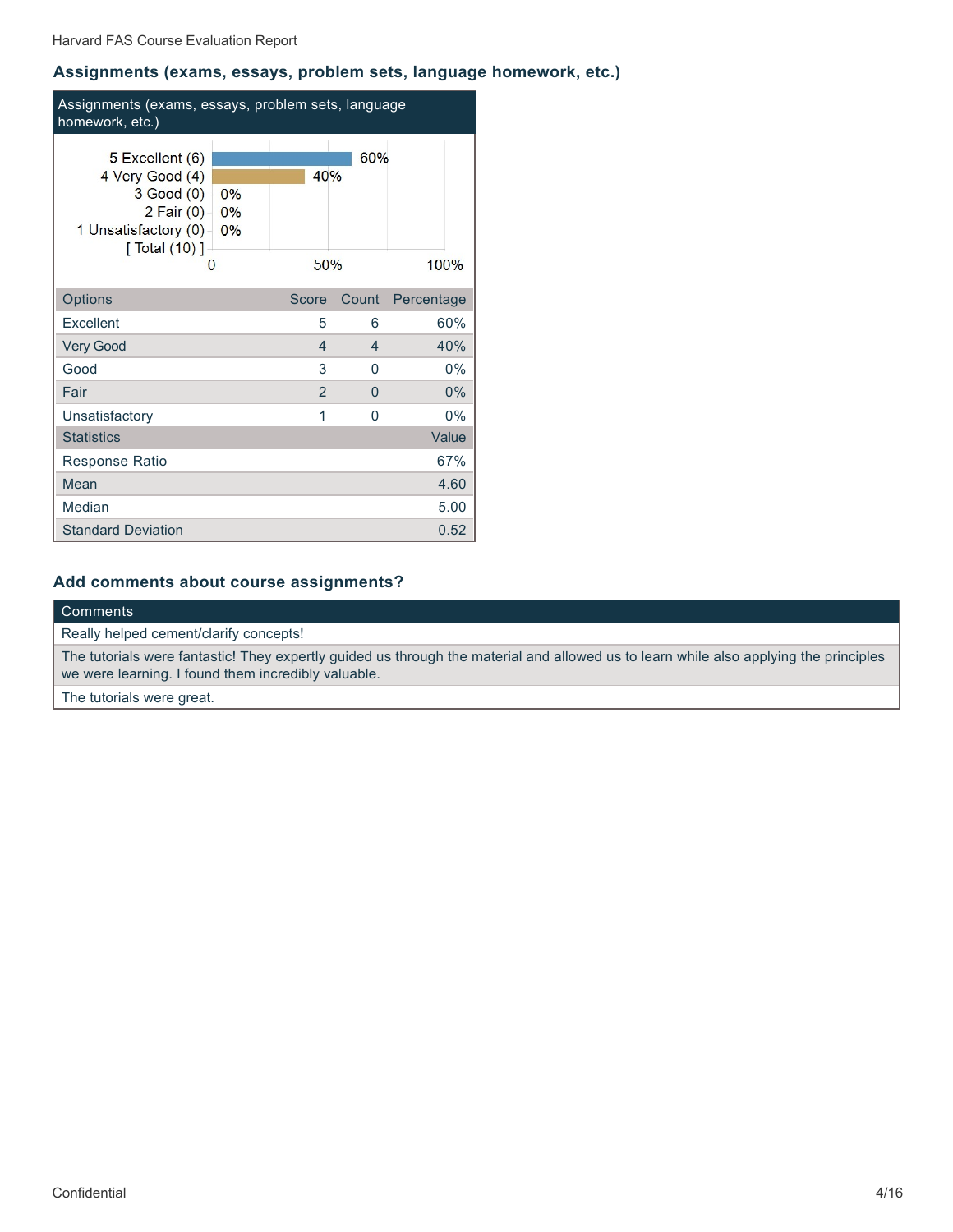## Assignments (exams, essays, problem sets, language homework, etc.)

Assignments (exams, essays, problem sets, language homework, etc.)

| Options | Score | Count | Percentage |
| --- | --- | --- | --- |
| Excellent | 5 | 6 | 60% |
| Very Good | 4 | 4 | 40% |
| Good | 3 | 0 | 0% |
| Fair | 2 | 0 | 0% |
| Unsatisfactory | 1 | 0 | 0% |
| [ Total (10) ] | | | |

| Statistics | Value |
| --- | --- |
| Response Ratio | 67% |
| Mean | 4.60 |
| Median | 5.00 |
| Standard Deviation | 0.52 |

## Add comments about course assignments?

| Comments |
| --- |
| Really helped cement/clarify concepts! |
| The tutorials were fantastic! They expertly guided us through the material and allowed us to learn while also applying the principles we were learning. I found them incredibly valuable. |
| The tutorials were great. |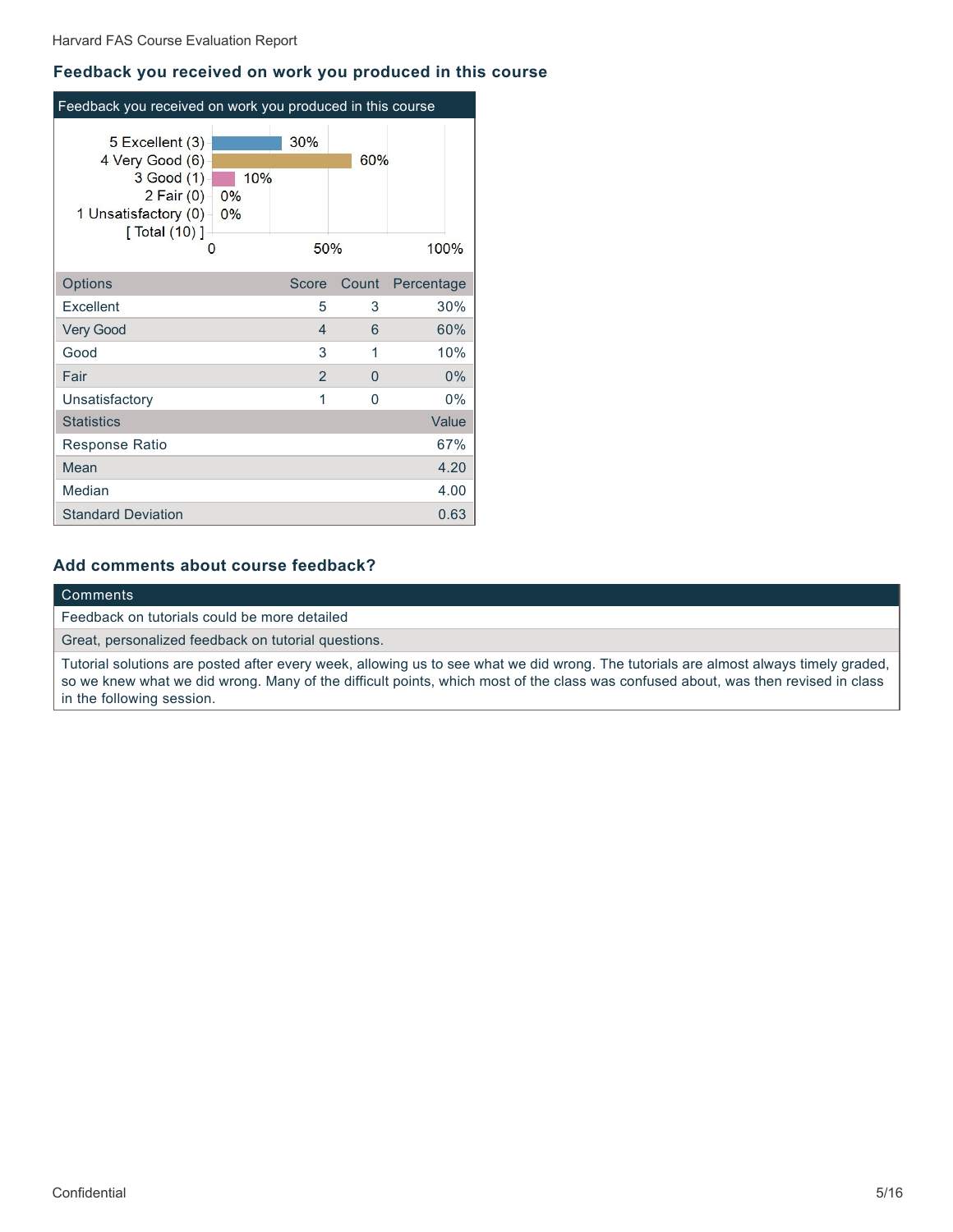## Feedback you received on work you produced in this course

Feedback you received on work you produced in this course

- 5 Excellent (3) 30%
- 4 Very Good (6) 60%
- 3 Good (1) 10%
- 2 Fair (0) 0%
- 1 Unsatisfactory (0) 0%
- [ Total (10) ]

| Options | Score | Count | Percentage |
| --- | --- | --- | --- |
| Excellent | 5 | 3 | 30% |
| Very Good | 4 | 6 | 60% |
| Good | 3 | 1 | 10% |
| Fair | 2 | 0 | 0% |
| Unsatisfactory | 1 | 0 | 0% |

| Statistics | Value |
| --- | --- |
| Response Ratio | 67% |
| Mean | 4.20 |
| Median | 4.00 |
| Standard Deviation | 0.63 |

## Add comments about course feedback?

| Comments |
| --- |
| Feedback on tutorials could be more detailed |
| Great, personalized feedback on tutorial questions. |
| Tutorial solutions are posted after every week, allowing us to see what we did wrong. The tutorials are almost always timely graded, so we knew what we did wrong. Many of the difficult points, which most of the class was confused about, was then revised in class in the following session. |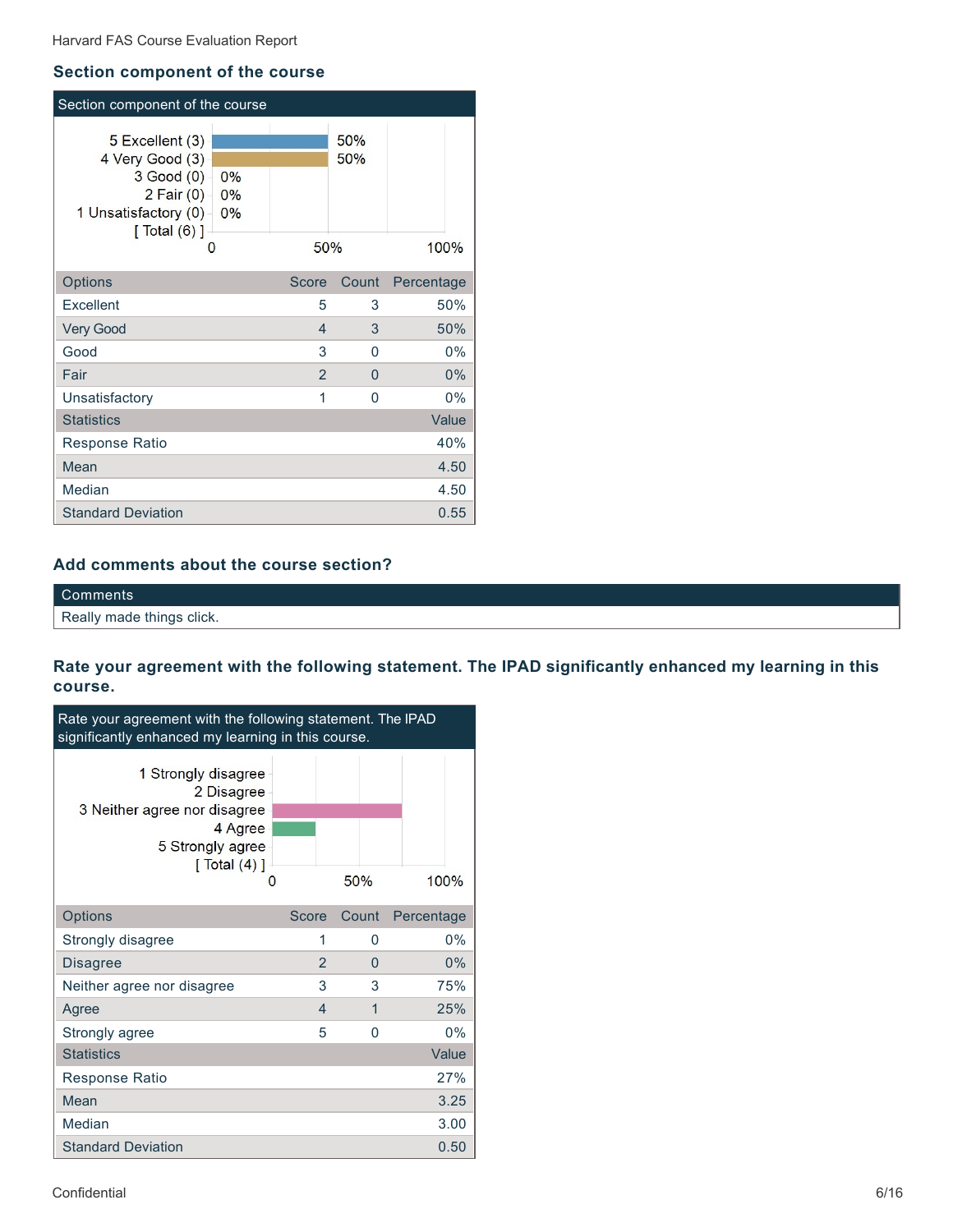## Section component of the course

**Section component of the course**

| Options | Score | Count | Percentage |
|---|---|---|---|
| Excellent | 5 | 3 | 50% |
| Very Good | 4 | 3 | 50% |
| Good | 3 | 0 | 0% |
| Fair | 2 | 0 | 0% |
| Unsatisfactory | 1 | 0 | 0% |
| **Statistics** | | | **Value** |
| Response Ratio | | | 40% |
| Mean | | | 4.50 |
| Median | | | 4.50 |
| Standard Deviation | | | 0.55 |

## Add comments about the course section?

| Comments |
|---|
| Really made things click. |

## Rate your agreement with the following statement. The IPAD significantly enhanced my learning in this course.

**Rate your agreement with the following statement. The IPAD significantly enhanced my learning in this course.**

| Options | Score | Count | Percentage |
|---|---|---|---|
| Strongly disagree | 1 | 0 | 0% |
| Disagree | 2 | 0 | 0% |
| Neither agree nor disagree | 3 | 3 | 75% |
| Agree | 4 | 1 | 25% |
| Strongly agree | 5 | 0 | 0% |
| **Statistics** | | | **Value** |
| Response Ratio | | | 27% |
| Mean | | | 3.25 |
| Median | | | 3.00 |
| Standard Deviation | | | 0.50 |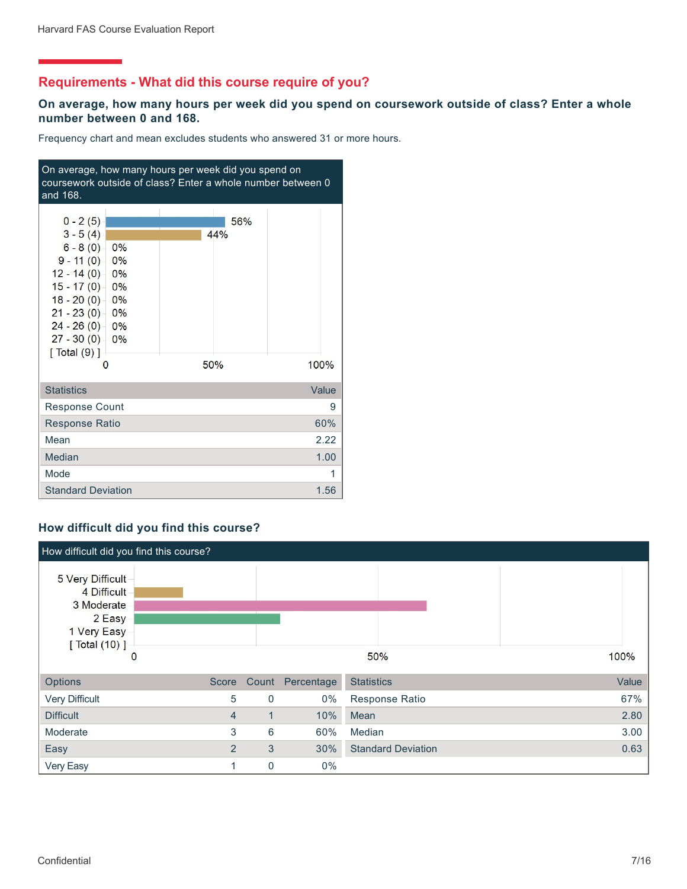## Requirements - What did this course require of you?

### On average, how many hours per week did you spend on coursework outside of class? Enter a whole number between 0 and 168.

Frequency chart and mean excludes students who answered 31 or more hours.

On average, how many hours per week did you spend on coursework outside of class? Enter a whole number between 0 and 168.

| Range | Percentage |
|---|---|
| 0 - 2 (5) | 56% |
| 3 - 5 (4) | 44% |
| 6 - 8 (0) | 0% |
| 9 - 11 (0) | 0% |
| 12 - 14 (0) | 0% |
| 15 - 17 (0) | 0% |
| 18 - 20 (0) | 0% |
| 21 - 23 (0) | 0% |
| 24 - 26 (0) | 0% |
| 27 - 30 (0) | 0% |
| [ Total (9) ] | |

| Statistics | Value |
|---|---|
| Response Count | 9 |
| Response Ratio | 60% |
| Mean | 2.22 |
| Median | 1.00 |
| Mode | 1 |
| Standard Deviation | 1.56 |

### How difficult did you find this course?

How difficult did you find this course?

| Options | Score | Count | Percentage |
|---|---|---|---|
| Very Difficult | 5 | 0 | 0% |
| Difficult | 4 | 1 | 10% |
| Moderate | 3 | 6 | 60% |
| Easy | 2 | 3 | 30% |
| Very Easy | 1 | 0 | 0% |

[ Total (10) ]

| Statistics | Value |
|---|---|
| Response Ratio | 67% |
| Mean | 2.80 |
| Median | 3.00 |
| Standard Deviation | 0.63 |

Confidential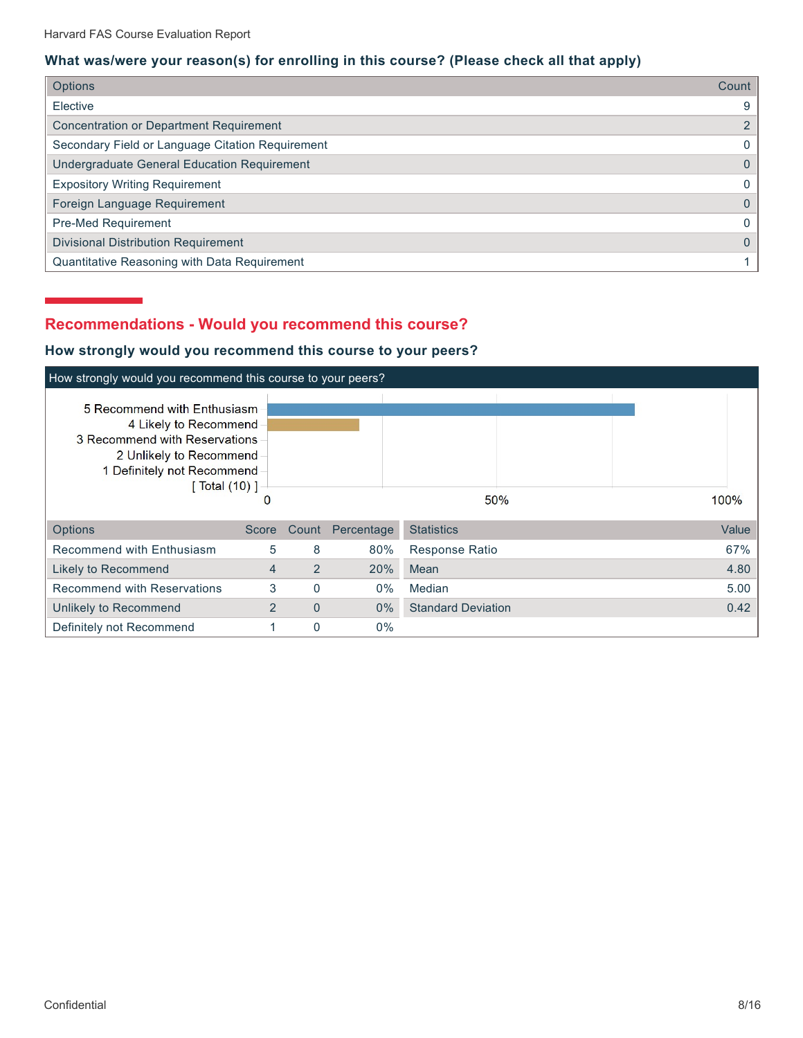### What was/were your reason(s) for enrolling in this course? (Please check all that apply)

| Options | Count |
|---|---|
| Elective | 9 |
| Concentration or Department Requirement | 2 |
| Secondary Field or Language Citation Requirement | 0 |
| Undergraduate General Education Requirement | 0 |
| Expository Writing Requirement | 0 |
| Foreign Language Requirement | 0 |
| Pre-Med Requirement | 0 |
| Divisional Distribution Requirement | 0 |
| Quantitative Reasoning with Data Requirement | 1 |

## Recommendations - Would you recommend this course?

### How strongly would you recommend this course to your peers?

How strongly would you recommend this course to your peers?

| Options | Score | Count | Percentage |
|---|---|---|---|
| Recommend with Enthusiasm | 5 | 8 | 80% |
| Likely to Recommend | 4 | 2 | 20% |
| Recommend with Reservations | 3 | 0 | 0% |
| Unlikely to Recommend | 2 | 0 | 0% |
| Definitely not Recommend | 1 | 0 | 0% |

[ Total (10) ]

| Statistics | Value |
|---|---|
| Response Ratio | 67% |
| Mean | 4.80 |
| Median | 5.00 |
| Standard Deviation | 0.42 |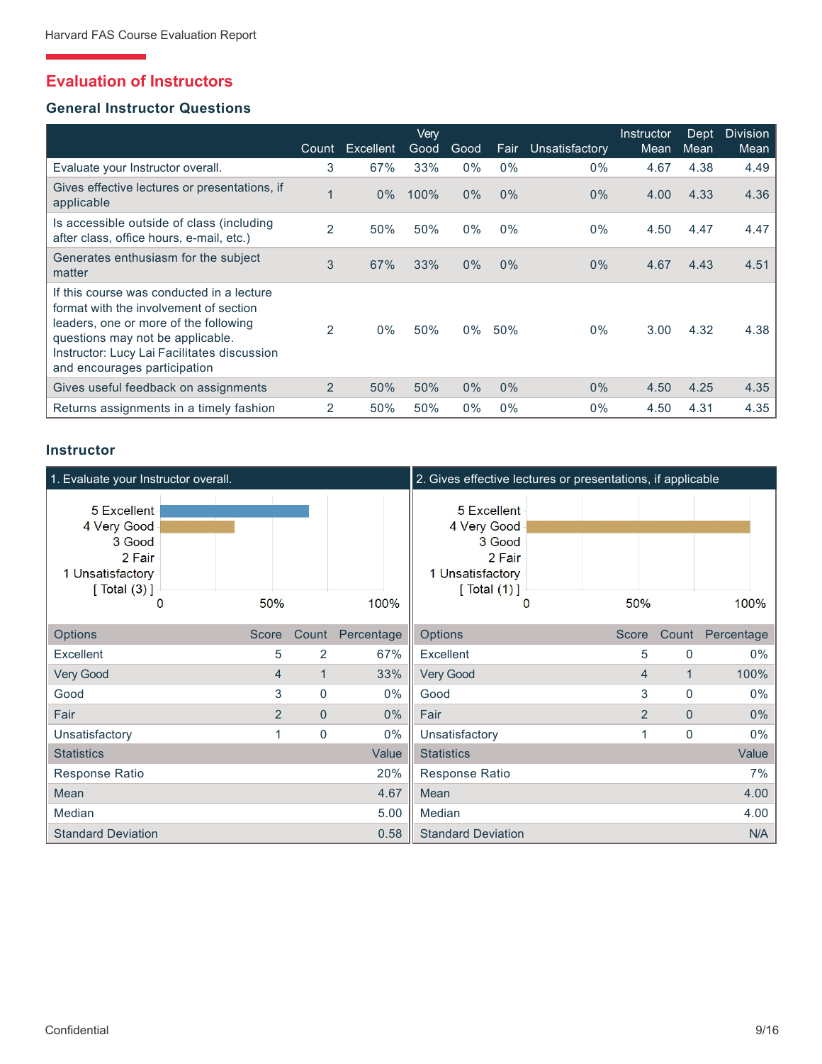## Evaluation of Instructors

### General Instructor Questions

| | Count | Excellent | Very Good | Good | Fair | Unsatisfactory | Instructor Mean | Dept Mean | Division Mean |
|---|---|---|---|---|---|---|---|---|---|
| Evaluate your Instructor overall. | 3 | 67% | 33% | 0% | 0% | 0% | 4.67 | 4.38 | 4.49 |
| Gives effective lectures or presentations, if applicable | 1 | 0% | 100% | 0% | 0% | 0% | 4.00 | 4.33 | 4.36 |
| Is accessible outside of class (including after class, office hours, e-mail, etc.) | 2 | 50% | 50% | 0% | 0% | 0% | 4.50 | 4.47 | 4.47 |
| Generates enthusiasm for the subject matter | 3 | 67% | 33% | 0% | 0% | 0% | 4.67 | 4.43 | 4.51 |
| If this course was conducted in a lecture format with the involvement of section leaders, one or more of the following questions may not be applicable. Instructor: Lucy Lai Facilitates discussion and encourages participation | 2 | 0% | 50% | 0% | 50% | 0% | 3.00 | 4.32 | 4.38 |
| Gives useful feedback on assignments | 2 | 50% | 50% | 0% | 0% | 0% | 4.50 | 4.25 | 4.35 |
| Returns assignments in a timely fashion | 2 | 50% | 50% | 0% | 0% | 0% | 4.50 | 4.31 | 4.35 |

### Instructor

#### 1. Evaluate your Instructor overall.

| Options | Score | Count | Percentage |
|---|---|---|---|
| Excellent | 5 | 2 | 67% |
| Very Good | 4 | 1 | 33% |
| Good | 3 | 0 | 0% |
| Fair | 2 | 0 | 0% |
| Unsatisfactory | 1 | 0 | 0% |

| Statistics | Value |
|---|---|
| Response Ratio | 20% |
| Mean | 4.67 |
| Median | 5.00 |
| Standard Deviation | 0.58 |

#### 2. Gives effective lectures or presentations, if applicable

| Options | Score | Count | Percentage |
|---|---|---|---|
| Excellent | 5 | 0 | 0% |
| Very Good | 4 | 1 | 100% |
| Good | 3 | 0 | 0% |
| Fair | 2 | 0 | 0% |
| Unsatisfactory | 1 | 0 | 0% |

| Statistics | Value |
|---|---|
| Response Ratio | 7% |
| Mean | 4.00 |
| Median | 4.00 |
| Standard Deviation | N/A |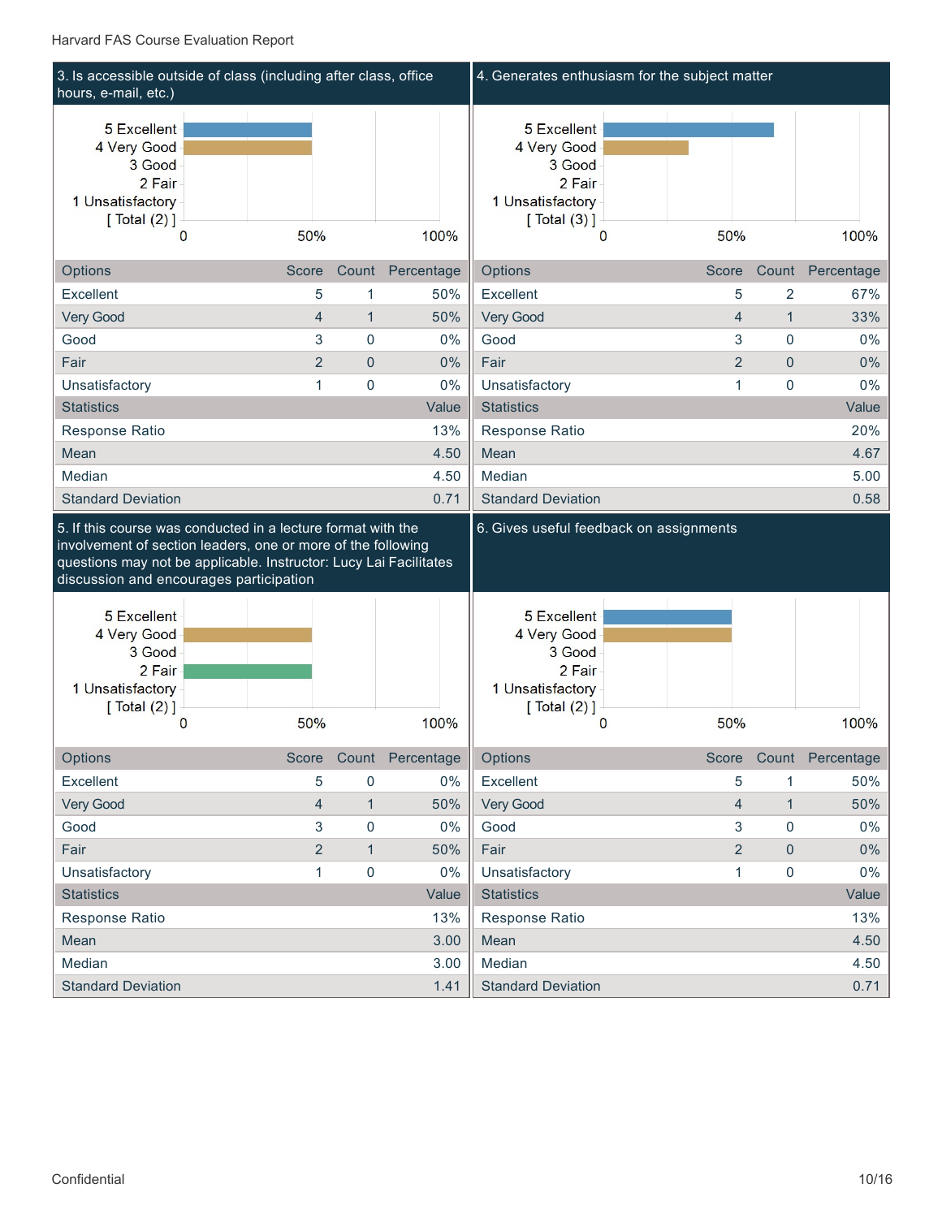## 3. Is accessible outside of class (including after class, office hours, e-mail, etc.)

| Options | Score | Count | Percentage |
|---|---|---|---|
| Excellent | 5 | 1 | 50% |
| Very Good | 4 | 1 | 50% |
| Good | 3 | 0 | 0% |
| Fair | 2 | 0 | 0% |
| Unsatisfactory | 1 | 0 | 0% |

| Statistics | Value |
|---|---|
| Response Ratio | 13% |
| Mean | 4.50 |
| Median | 4.50 |
| Standard Deviation | 0.71 |

## 4. Generates enthusiasm for the subject matter

| Options | Score | Count | Percentage |
|---|---|---|---|
| Excellent | 5 | 2 | 67% |
| Very Good | 4 | 1 | 33% |
| Good | 3 | 0 | 0% |
| Fair | 2 | 0 | 0% |
| Unsatisfactory | 1 | 0 | 0% |

| Statistics | Value |
|---|---|
| Response Ratio | 20% |
| Mean | 4.67 |
| Median | 5.00 |
| Standard Deviation | 0.58 |

## 5. If this course was conducted in a lecture format with the involvement of section leaders, one or more of the following questions may not be applicable. Instructor: Lucy Lai Facilitates discussion and encourages participation

| Options | Score | Count | Percentage |
|---|---|---|---|
| Excellent | 5 | 0 | 0% |
| Very Good | 4 | 1 | 50% |
| Good | 3 | 0 | 0% |
| Fair | 2 | 1 | 50% |
| Unsatisfactory | 1 | 0 | 0% |

| Statistics | Value |
|---|---|
| Response Ratio | 13% |
| Mean | 3.00 |
| Median | 3.00 |
| Standard Deviation | 1.41 |

## 6. Gives useful feedback on assignments

| Options | Score | Count | Percentage |
|---|---|---|---|
| Excellent | 5 | 1 | 50% |
| Very Good | 4 | 1 | 50% |
| Good | 3 | 0 | 0% |
| Fair | 2 | 0 | 0% |
| Unsatisfactory | 1 | 0 | 0% |

| Statistics | Value |
|---|---|
| Response Ratio | 13% |
| Mean | 4.50 |
| Median | 4.50 |
| Standard Deviation | 0.71 |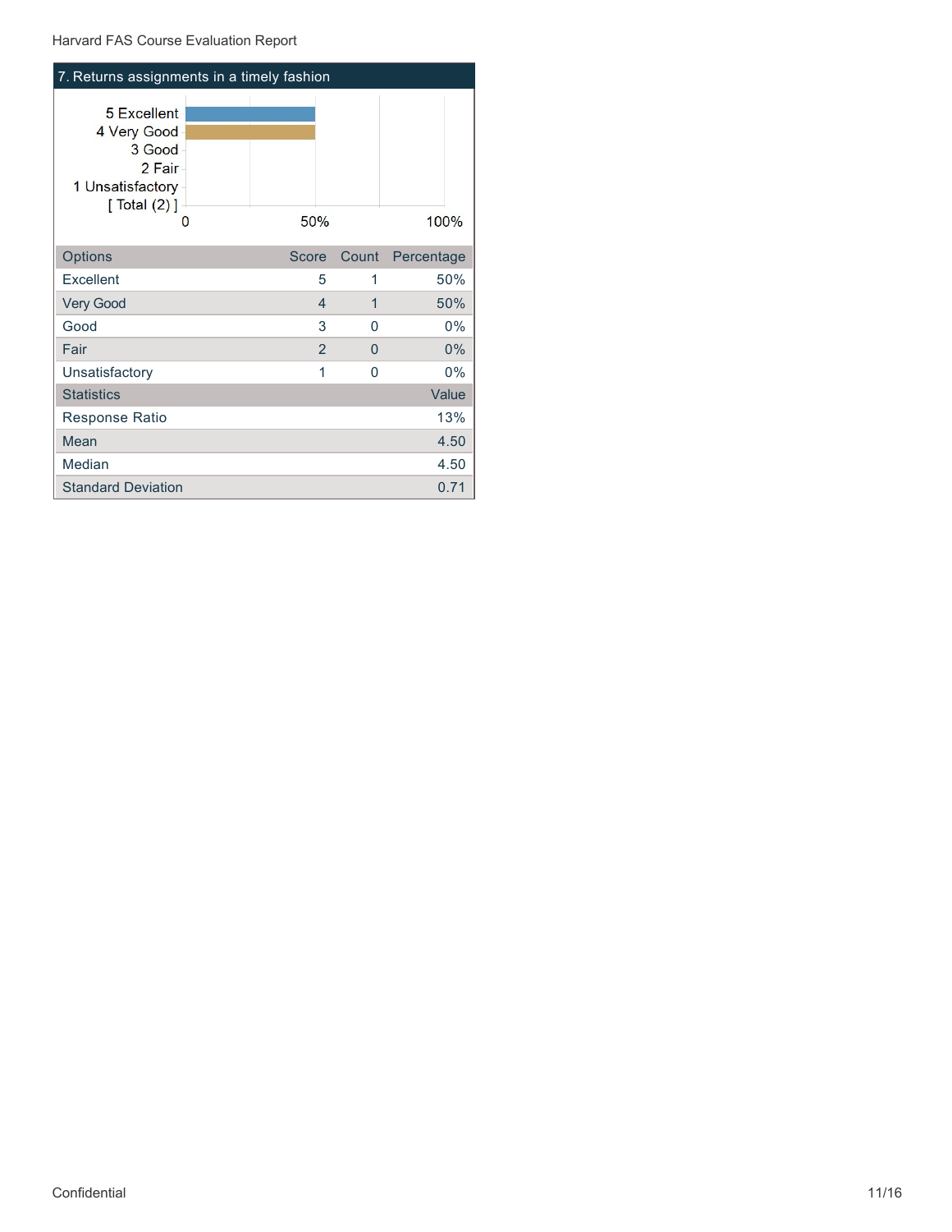## 7. Returns assignments in a timely fashion

| Options | Score | Count | Percentage |
| --- | --- | --- | --- |
| Excellent | 5 | 1 | 50% |
| Very Good | 4 | 1 | 50% |
| Good | 3 | 0 | 0% |
| Fair | 2 | 0 | 0% |
| Unsatisfactory | 1 | 0 | 0% |

| Statistics | Value |
| --- | --- |
| Response Ratio | 13% |
| Mean | 4.50 |
| Median | 4.50 |
| Standard Deviation | 0.71 |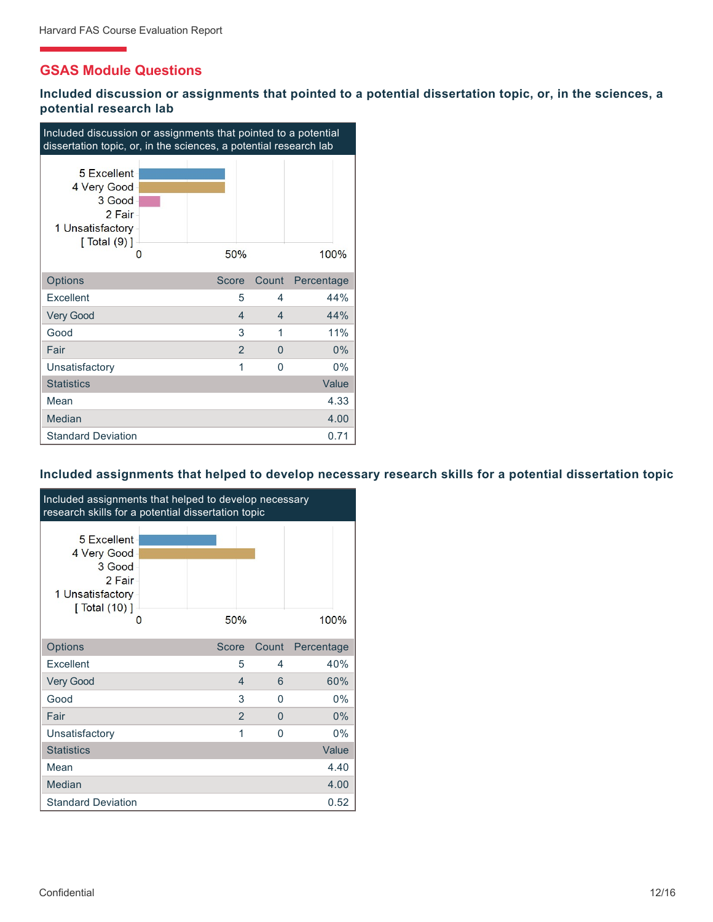## GSAS Module Questions

### Included discussion or assignments that pointed to a potential dissertation topic, or, in the sciences, a potential research lab

Included discussion or assignments that pointed to a potential dissertation topic, or, in the sciences, a potential research lab

| Options | Score | Count | Percentage |
|---|---|---|---|
| Excellent | 5 | 4 | 44% |
| Very Good | 4 | 4 | 44% |
| Good | 3 | 1 | 11% |
| Fair | 2 | 0 | 0% |
| Unsatisfactory | 1 | 0 | 0% |

| Statistics | Value |
|---|---|
| Mean | 4.33 |
| Median | 4.00 |
| Standard Deviation | 0.71 |

### Included assignments that helped to develop necessary research skills for a potential dissertation topic

Included assignments that helped to develop necessary research skills for a potential dissertation topic

| Options | Score | Count | Percentage |
|---|---|---|---|
| Excellent | 5 | 4 | 40% |
| Very Good | 4 | 6 | 60% |
| Good | 3 | 0 | 0% |
| Fair | 2 | 0 | 0% |
| Unsatisfactory | 1 | 0 | 0% |

| Statistics | Value |
|---|---|
| Mean | 4.40 |
| Median | 4.00 |
| Standard Deviation | 0.52 |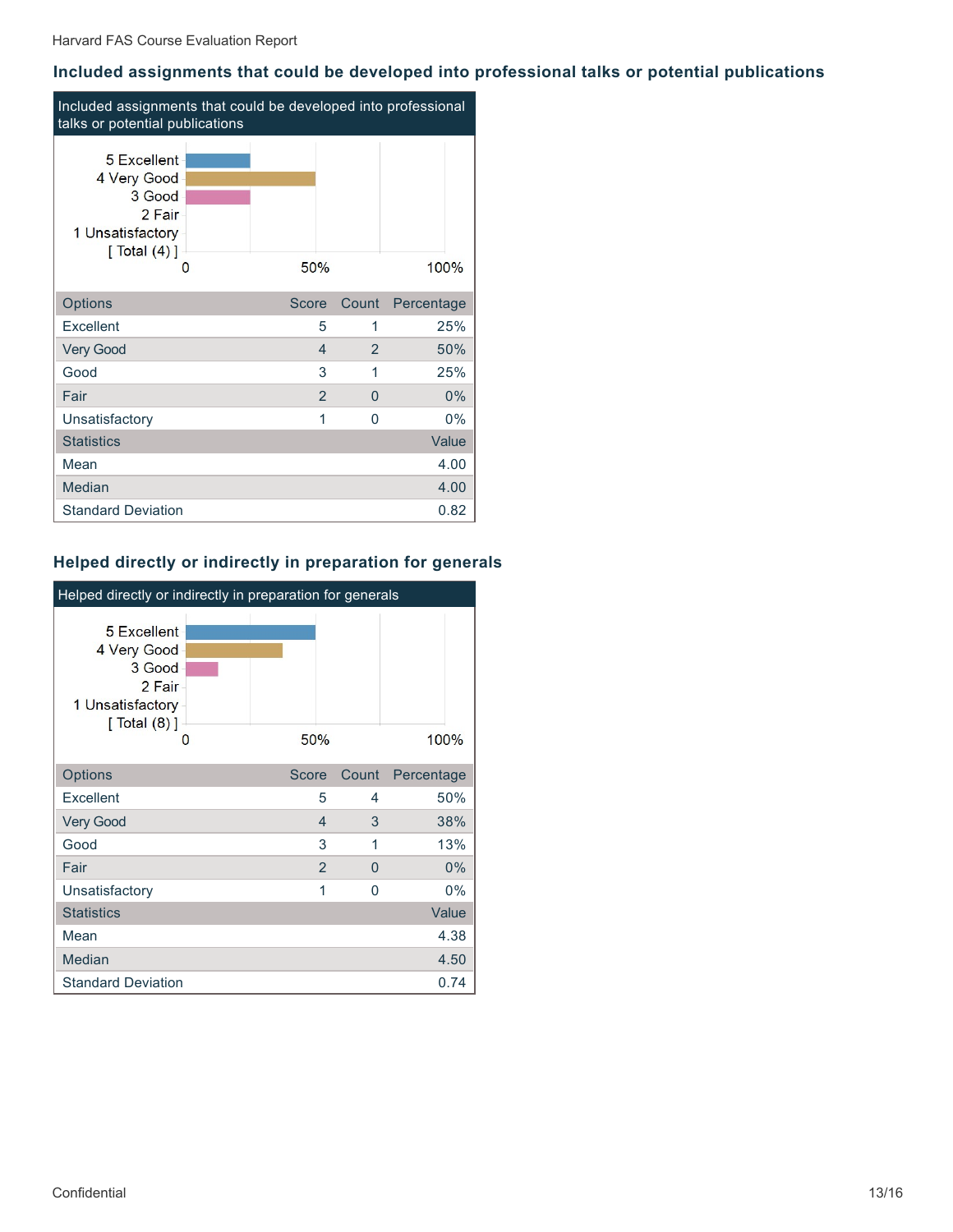## Included assignments that could be developed into professional talks or potential publications

Included assignments that could be developed into professional talks or potential publications

| Options | Score | Count | Percentage |
|---|---|---|---|
| Excellent | 5 | 1 | 25% |
| Very Good | 4 | 2 | 50% |
| Good | 3 | 1 | 25% |
| Fair | 2 | 0 | 0% |
| Unsatisfactory | 1 | 0 | 0% |
| [ Total (4) ] | | | |

| Statistics | Value |
|---|---|
| Mean | 4.00 |
| Median | 4.00 |
| Standard Deviation | 0.82 |

## Helped directly or indirectly in preparation for generals

Helped directly or indirectly in preparation for generals

| Options | Score | Count | Percentage |
|---|---|---|---|
| Excellent | 5 | 4 | 50% |
| Very Good | 4 | 3 | 38% |
| Good | 3 | 1 | 13% |
| Fair | 2 | 0 | 0% |
| Unsatisfactory | 1 | 0 | 0% |
| [ Total (8) ] | | | |

| Statistics | Value |
|---|---|
| Mean | 4.38 |
| Median | 4.50 |
| Standard Deviation | 0.74 |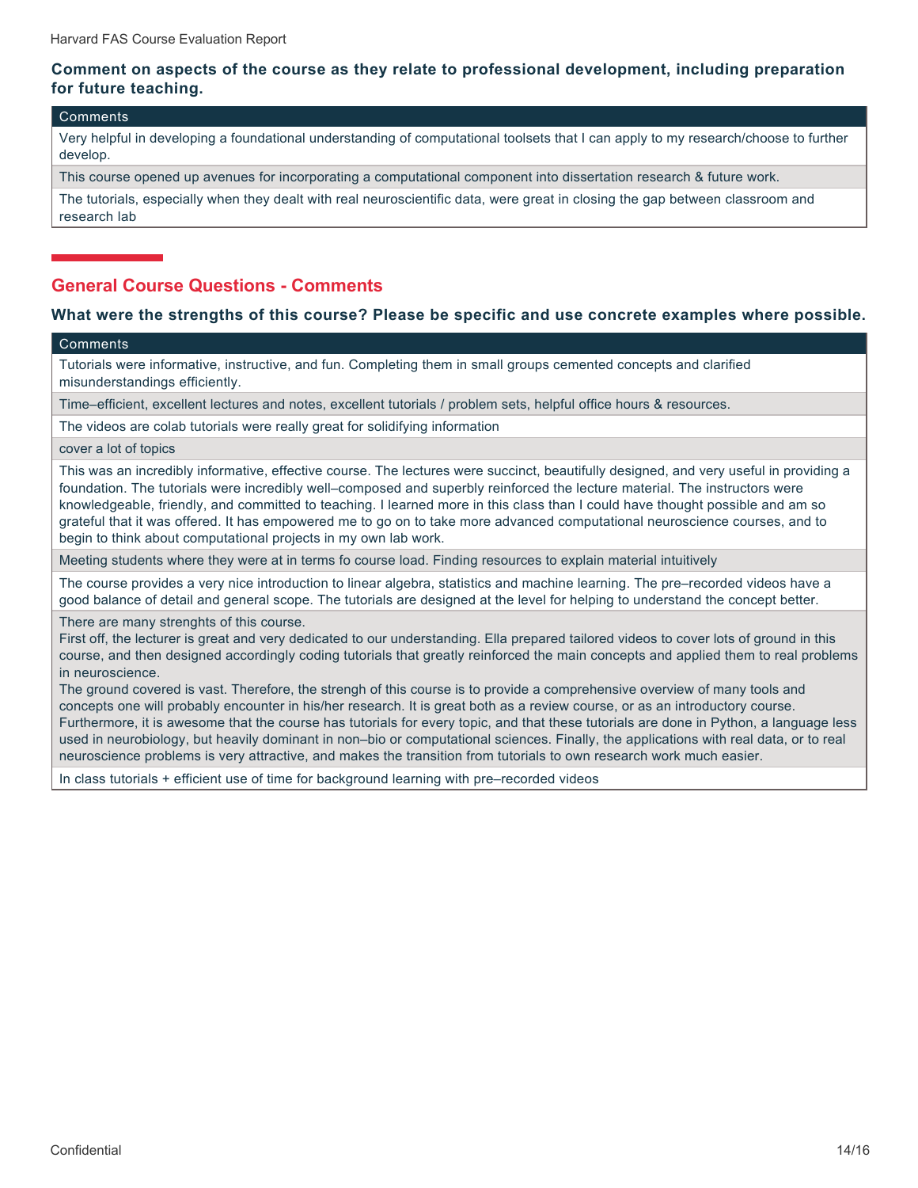**Comment on aspects of the course as they relate to professional development, including preparation for future teaching.**

| Comments |
| --- |
| Very helpful in developing a foundational understanding of computational toolsets that I can apply to my research/choose to further develop. |
| This course opened up avenues for incorporating a computational component into dissertation research & future work. |
| The tutorials, especially when they dealt with real neuroscientific data, were great in closing the gap between classroom and research lab |

## General Course Questions - Comments

**What were the strengths of this course? Please be specific and use concrete examples where possible.**

| Comments |
| --- |
| Tutorials were informative, instructive, and fun. Completing them in small groups cemented concepts and clarified misunderstandings efficiently. |
| Time–efficient, excellent lectures and notes, excellent tutorials / problem sets, helpful office hours & resources. |
| The videos are colab tutorials were really great for solidifying information |
| cover a lot of topics |
| This was an incredibly informative, effective course. The lectures were succinct, beautifully designed, and very useful in providing a foundation. The tutorials were incredibly well–composed and superbly reinforced the lecture material. The instructors were knowledgeable, friendly, and committed to teaching. I learned more in this class than I could have thought possible and am so grateful that it was offered. It has empowered me to go on to take more advanced computational neuroscience courses, and to begin to think about computational projects in my own lab work. |
| Meeting students where they were at in terms fo course load. Finding resources to explain material intuitively |
| The course provides a very nice introduction to linear algebra, statistics and machine learning. The pre–recorded videos have a good balance of detail and general scope. The tutorials are designed at the level for helping to understand the concept better. |
| There are many strenghts of this course.<br>First off, the lecturer is great and very dedicated to our understanding. Ella prepared tailored videos to cover lots of ground in this course, and then designed accordingly coding tutorials that greatly reinforced the main concepts and applied them to real problems in neuroscience.<br>The ground covered is vast. Therefore, the strengh of this course is to provide a comprehensive overview of many tools and concepts one will probably encounter in his/her research. It is great both as a review course, or as an introductory course.<br>Furthermore, it is awesome that the course has tutorials for every topic, and that these tutorials are done in Python, a language less used in neurobiology, but heavily dominant in non–bio or computational sciences. Finally, the applications with real data, or to real neuroscience problems is very attractive, and makes the transition from tutorials to own research work much easier. |
| In class tutorials + efficient use of time for background learning with pre–recorded videos |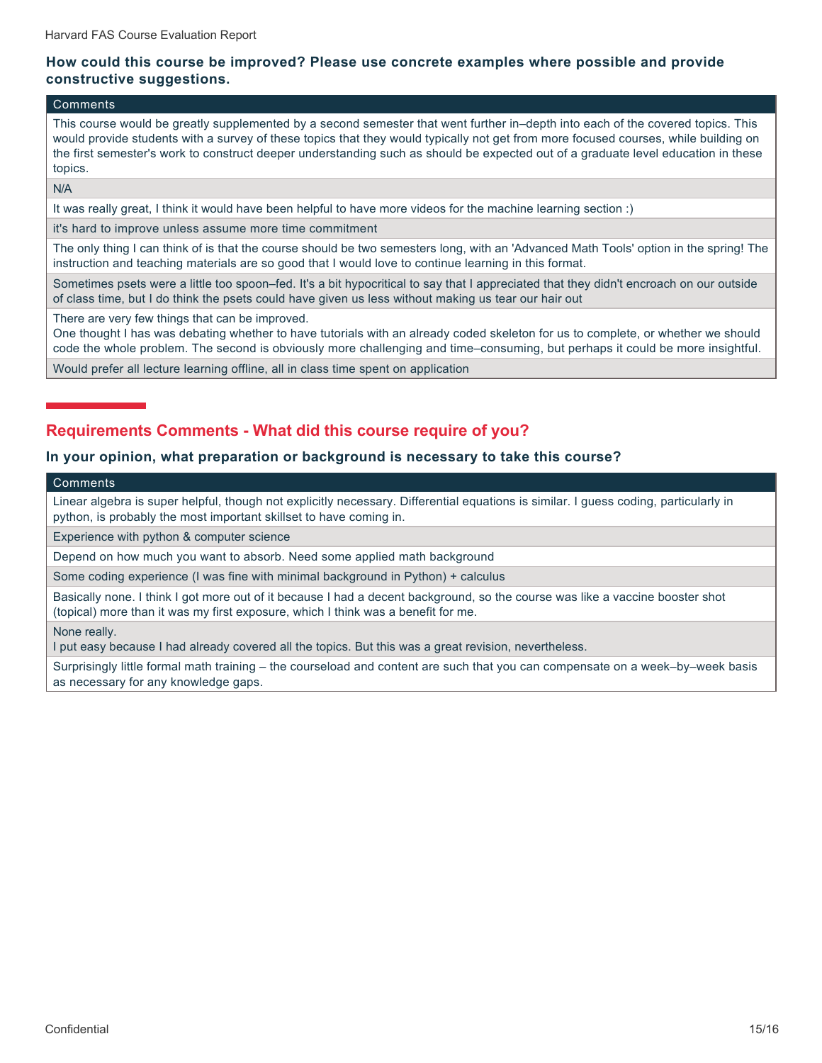### How could this course be improved? Please use concrete examples where possible and provide constructive suggestions.

| Comments |
| --- |
| This course would be greatly supplemented by a second semester that went further in–depth into each of the covered topics. This would provide students with a survey of these topics that they would typically not get from more focused courses, while building on the first semester's work to construct deeper understanding such as should be expected out of a graduate level education in these topics. |
| N/A |
| It was really great, I think it would have been helpful to have more videos for the machine learning section :) |
| it's hard to improve unless assume more time commitment |
| The only thing I can think of is that the course should be two semesters long, with an 'Advanced Math Tools' option in the spring! The instruction and teaching materials are so good that I would love to continue learning in this format. |
| Sometimes psets were a little too spoon–fed. It's a bit hypocritical to say that I appreciated that they didn't encroach on our outside of class time, but I do think the psets could have given us less without making us tear our hair out |
| There are very few things that can be improved.<br>One thought I has was debating whether to have tutorials with an already coded skeleton for us to complete, or whether we should code the whole problem. The second is obviously more challenging and time–consuming, but perhaps it could be more insightful. |
| Would prefer all lecture learning offline, all in class time spent on application |

## Requirements Comments - What did this course require of you?

### In your opinion, what preparation or background is necessary to take this course?

| Comments |
| --- |
| Linear algebra is super helpful, though not explicitly necessary. Differential equations is similar. I guess coding, particularly in python, is probably the most important skillset to have coming in. |
| Experience with python & computer science |
| Depend on how much you want to absorb. Need some applied math background |
| Some coding experience (I was fine with minimal background in Python) + calculus |
| Basically none. I think I got more out of it because I had a decent background, so the course was like a vaccine booster shot (topical) more than it was my first exposure, which I think was a benefit for me. |
| None really.<br>I put easy because I had already covered all the topics. But this was a great revision, nevertheless. |
| Surprisingly little formal math training – the courseload and content are such that you can compensate on a week–by–week basis as necessary for any knowledge gaps. |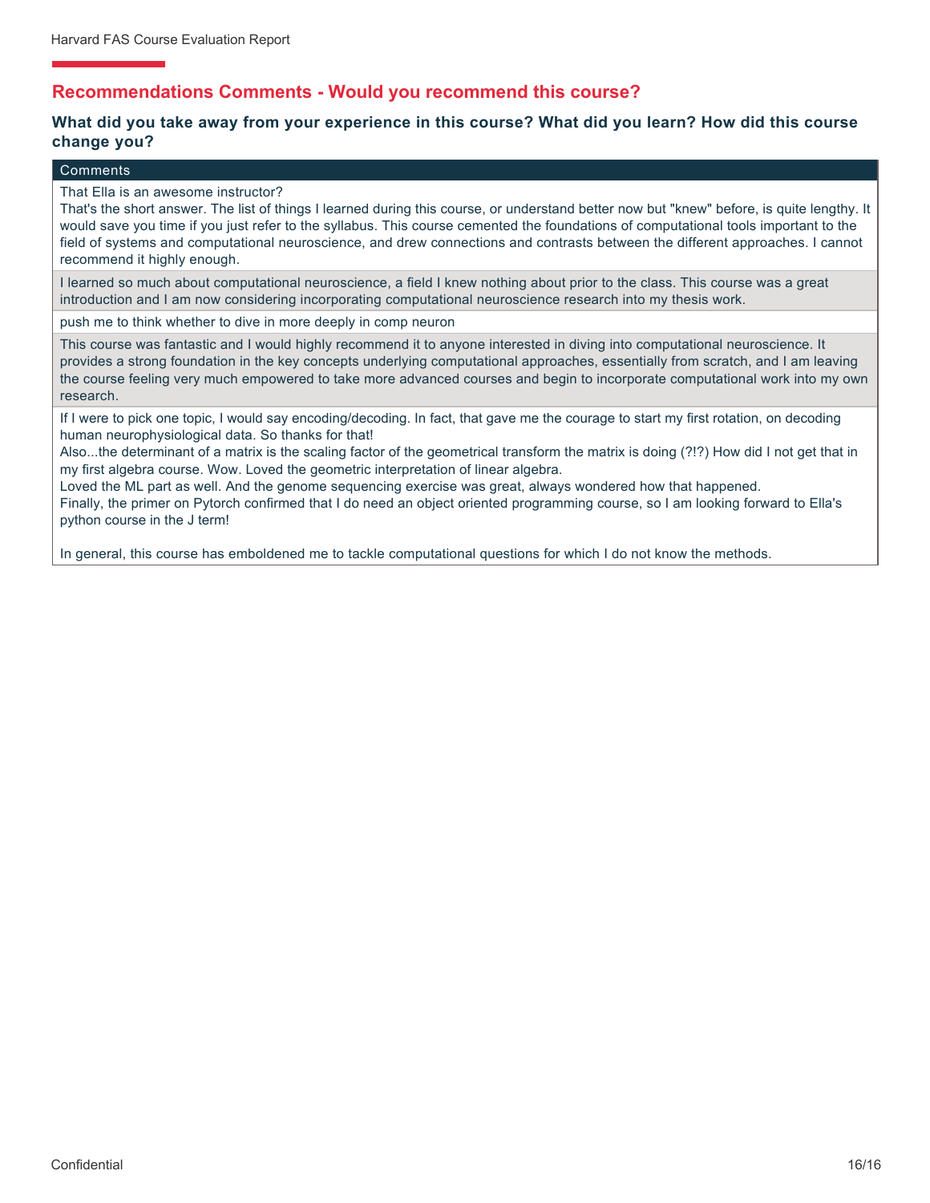## Recommendations Comments - Would you recommend this course?

### What did you take away from your experience in this course? What did you learn? How did this course change you?

| Comments |
| --- |
| That Ella is an awesome instructor?<br>That's the short answer. The list of things I learned during this course, or understand better now but "knew" before, is quite lengthy. It would save you time if you just refer to the syllabus. This course cemented the foundations of computational tools important to the field of systems and computational neuroscience, and drew connections and contrasts between the different approaches. I cannot recommend it highly enough. |
| I learned so much about computational neuroscience, a field I knew nothing about prior to the class. This course was a great introduction and I am now considering incorporating computational neuroscience research into my thesis work. |
| push me to think whether to dive in more deeply in comp neuron |
| This course was fantastic and I would highly recommend it to anyone interested in diving into computational neuroscience. It provides a strong foundation in the key concepts underlying computational approaches, essentially from scratch, and I am leaving the course feeling very much empowered to take more advanced courses and begin to incorporate computational work into my own research. |
| If I were to pick one topic, I would say encoding/decoding. In fact, that gave me the courage to start my first rotation, on decoding human neurophysiological data. So thanks for that!<br>Also...the determinant of a matrix is the scaling factor of the geometrical transform the matrix is doing (?!?) How did I not get that in my first algebra course. Wow. Loved the geometric interpretation of linear algebra.<br>Loved the ML part as well. And the genome sequencing exercise was great, always wondered how that happened.<br>Finally, the primer on Pytorch confirmed that I do need an object oriented programming course, so I am looking forward to Ella's python course in the J term!<br><br>In general, this course has emboldened me to tackle computational questions for which I do not know the methods. |